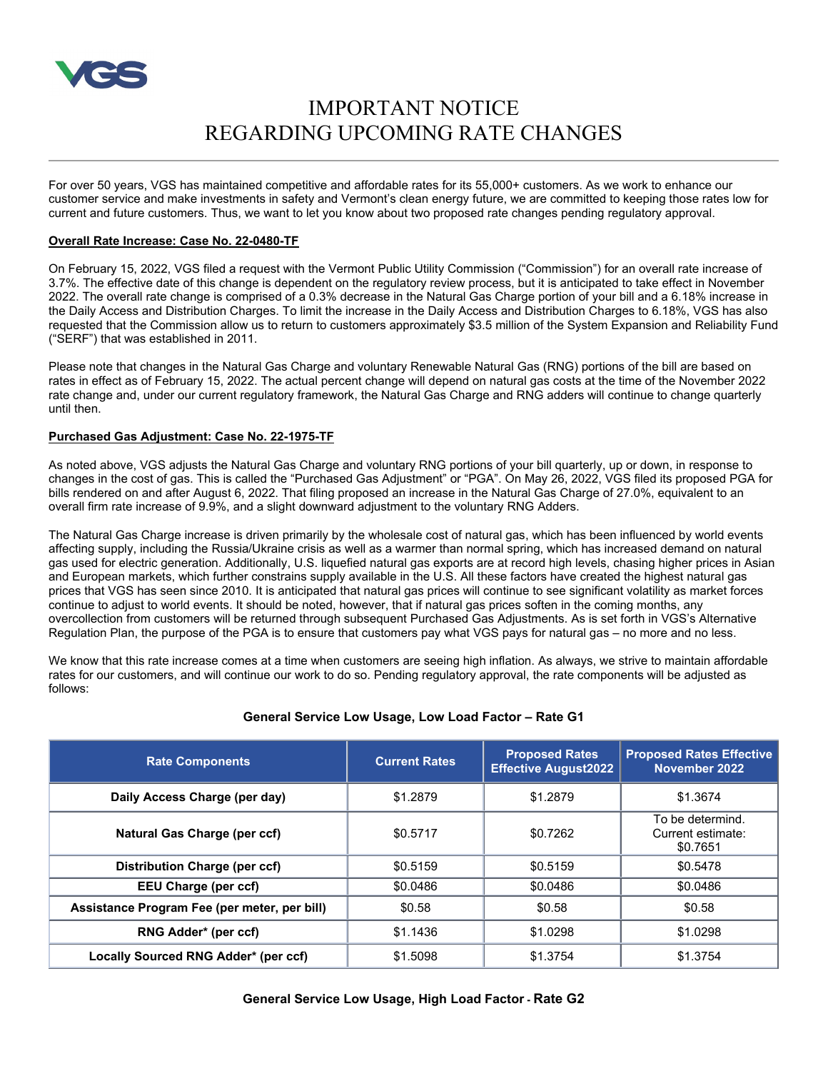VGS

# IMPORTANT NOTICE
# REGARDING UPCOMING RATE CHANGES

For over 50 years, VGS has maintained competitive and affordable rates for its 55,000+ customers. As we work to enhance our customer service and make investments in safety and Vermont's clean energy future, we are committed to keeping those rates low for current and future customers. Thus, we want to let you know about two proposed rate changes pending regulatory approval.

**Overall Rate Increase: Case No. 22-0480-TF**

On February 15, 2022, VGS filed a request with the Vermont Public Utility Commission ("Commission") for an overall rate increase of 3.7%. The effective date of this change is dependent on the regulatory review process, but it is anticipated to take effect in November 2022. The overall rate change is comprised of a 0.3% decrease in the Natural Gas Charge portion of your bill and a 6.18% increase in the Daily Access and Distribution Charges. To limit the increase in the Daily Access and Distribution Charges to 6.18%, VGS has also requested that the Commission allow us to return to customers approximately $3.5 million of the System Expansion and Reliability Fund ("SERF") that was established in 2011.

Please note that changes in the Natural Gas Charge and voluntary Renewable Natural Gas (RNG) portions of the bill are based on rates in effect as of February 15, 2022. The actual percent change will depend on natural gas costs at the time of the November 2022 rate change and, under our current regulatory framework, the Natural Gas Charge and RNG adders will continue to change quarterly until then.

**Purchased Gas Adjustment: Case No. 22-1975-TF**

As noted above, VGS adjusts the Natural Gas Charge and voluntary RNG portions of your bill quarterly, up or down, in response to changes in the cost of gas. This is called the "Purchased Gas Adjustment" or "PGA". On May 26, 2022, VGS filed its proposed PGA for bills rendered on and after August 6, 2022. That filing proposed an increase in the Natural Gas Charge of 27.0%, equivalent to an overall firm rate increase of 9.9%, and a slight downward adjustment to the voluntary RNG Adders.

The Natural Gas Charge increase is driven primarily by the wholesale cost of natural gas, which has been influenced by world events affecting supply, including the Russia/Ukraine crisis as well as a warmer than normal spring, which has increased demand on natural gas used for electric generation. Additionally, U.S. liquefied natural gas exports are at record high levels, chasing higher prices in Asian and European markets, which further constrains supply available in the U.S. All these factors have created the highest natural gas prices that VGS has seen since 2010. It is anticipated that natural gas prices will continue to see significant volatility as market forces continue to adjust to world events. It should be noted, however, that if natural gas prices soften in the coming months, any overcollection from customers will be returned through subsequent Purchased Gas Adjustments. As is set forth in VGS's Alternative Regulation Plan, the purpose of the PGA is to ensure that customers pay what VGS pays for natural gas – no more and no less.

We know that this rate increase comes at a time when customers are seeing high inflation. As always, we strive to maintain affordable rates for our customers, and will continue our work to do so. Pending regulatory approval, the rate components will be adjusted as follows:

**General Service Low Usage, Low Load Factor – Rate G1**

| Rate Components | Current Rates | Proposed Rates Effective August2022 | Proposed Rates Effective November 2022 |
|---|---|---|---|
| Daily Access Charge (per day) | $1.2879 | $1.2879 | $1.3674 |
| Natural Gas Charge (per ccf) | $0.5717 | $0.7262 | To be determind. Current estimate: $0.7651 |
| Distribution Charge (per ccf) | $0.5159 | $0.5159 | $0.5478 |
| EEU Charge (per ccf) | $0.0486 | $0.0486 | $0.0486 |
| Assistance Program Fee (per meter, per bill) | $0.58 | $0.58 | $0.58 |
| RNG Adder* (per ccf) | $1.1436 | $1.0298 | $1.0298 |
| Locally Sourced RNG Adder* (per ccf) | $1.5098 | $1.3754 | $1.3754 |

**General Service Low Usage, High Load Factor - Rate G2**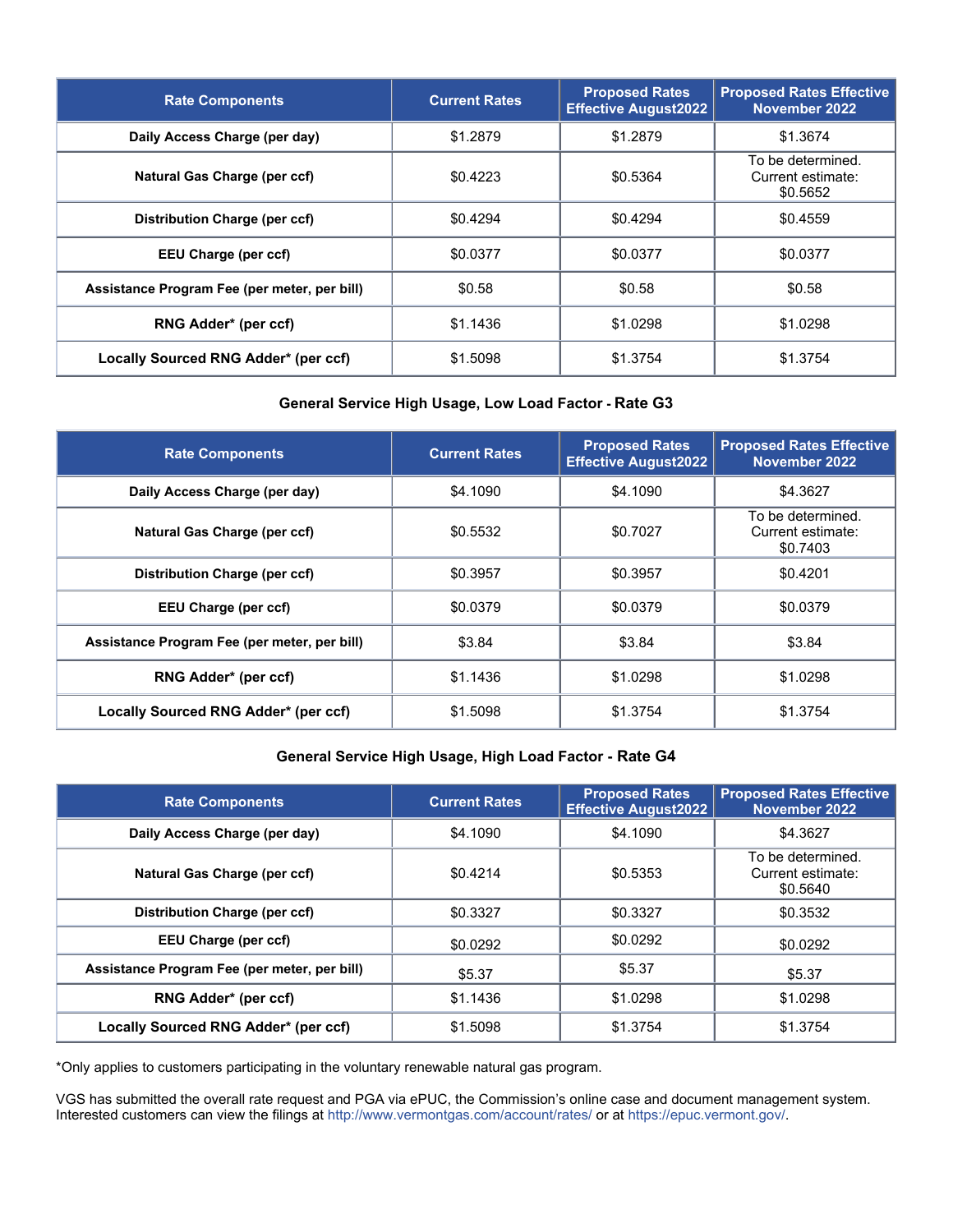| Rate Components | Current Rates | Proposed Rates Effective August2022 | Proposed Rates Effective November 2022 |
|---|---|---|---|
| **Daily Access Charge (per day)** | $1.2879 | $1.2879 | $1.3674 |
| **Natural Gas Charge (per ccf)** | $0.4223 | $0.5364 | To be determined. Current estimate: $0.5652 |
| **Distribution Charge (per ccf)** | $0.4294 | $0.4294 | $0.4559 |
| **EEU Charge (per ccf)** | $0.0377 | $0.0377 | $0.0377 |
| **Assistance Program Fee (per meter, per bill)** | $0.58 | $0.58 | $0.58 |
| **RNG Adder* (per ccf)** | $1.1436 | $1.0298 | $1.0298 |
| **Locally Sourced RNG Adder* (per ccf)** | $1.5098 | $1.3754 | $1.3754 |

**General Service High Usage, Low Load Factor - Rate G3**

| Rate Components | Current Rates | Proposed Rates Effective August2022 | Proposed Rates Effective November 2022 |
|---|---|---|---|
| **Daily Access Charge (per day)** | $4.1090 | $4.1090 | $4.3627 |
| **Natural Gas Charge (per ccf)** | $0.5532 | $0.7027 | To be determined. Current estimate: $0.7403 |
| **Distribution Charge (per ccf)** | $0.3957 | $0.3957 | $0.4201 |
| **EEU Charge (per ccf)** | $0.0379 | $0.0379 | $0.0379 |
| **Assistance Program Fee (per meter, per bill)** | $3.84 | $3.84 | $3.84 |
| **RNG Adder* (per ccf)** | $1.1436 | $1.0298 | $1.0298 |
| **Locally Sourced RNG Adder* (per ccf)** | $1.5098 | $1.3754 | $1.3754 |

**General Service High Usage, High Load Factor - Rate G4**

| Rate Components | Current Rates | Proposed Rates Effective August2022 | Proposed Rates Effective November 2022 |
|---|---|---|---|
| **Daily Access Charge (per day)** | $4.1090 | $4.1090 | $4.3627 |
| **Natural Gas Charge (per ccf)** | $0.4214 | $0.5353 | To be determined. Current estimate: $0.5640 |
| **Distribution Charge (per ccf)** | $0.3327 | $0.3327 | $0.3532 |
| **EEU Charge (per ccf)** | $0.0292 | $0.0292 | $0.0292 |
| **Assistance Program Fee (per meter, per bill)** | $5.37 | $5.37 | $5.37 |
| **RNG Adder* (per ccf)** | $1.1436 | $1.0298 | $1.0298 |
| **Locally Sourced RNG Adder* (per ccf)** | $1.5098 | $1.3754 | $1.3754 |

*Only applies to customers participating in the voluntary renewable natural gas program.

VGS has submitted the overall rate request and PGA via ePUC, the Commission's online case and document management system. Interested customers can view the filings at http://www.vermontgas.com/account/rates/ or at https://epuc.vermont.gov/.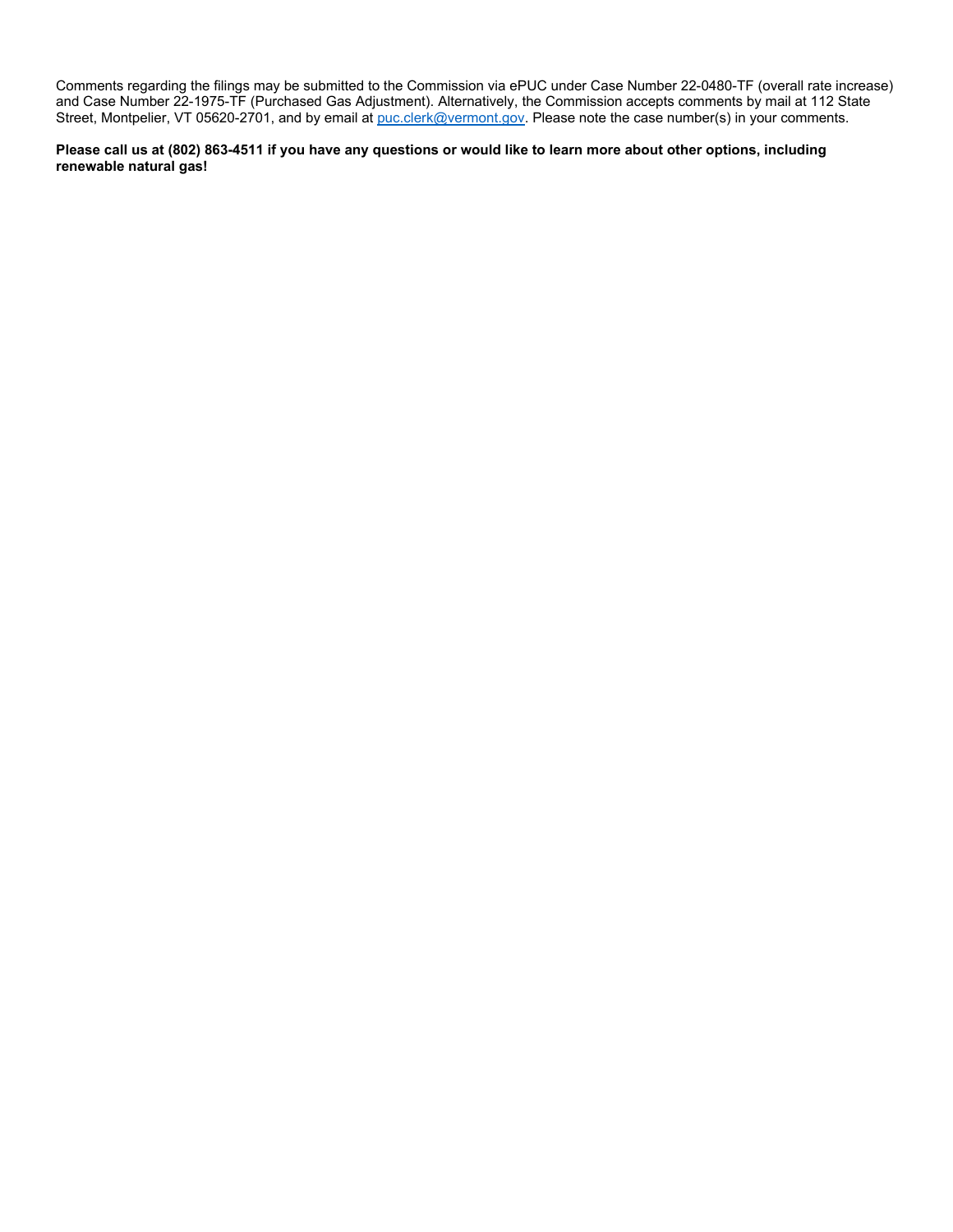Comments regarding the filings may be submitted to the Commission via ePUC under Case Number 22-0480-TF (overall rate increase) and Case Number 22-1975-TF (Purchased Gas Adjustment). Alternatively, the Commission accepts comments by mail at 112 State Street, Montpelier, VT 05620-2701, and by email at puc.clerk@vermont.gov. Please note the case number(s) in your comments.

**Please call us at (802) 863-4511 if you have any questions or would like to learn more about other options, including renewable natural gas!**